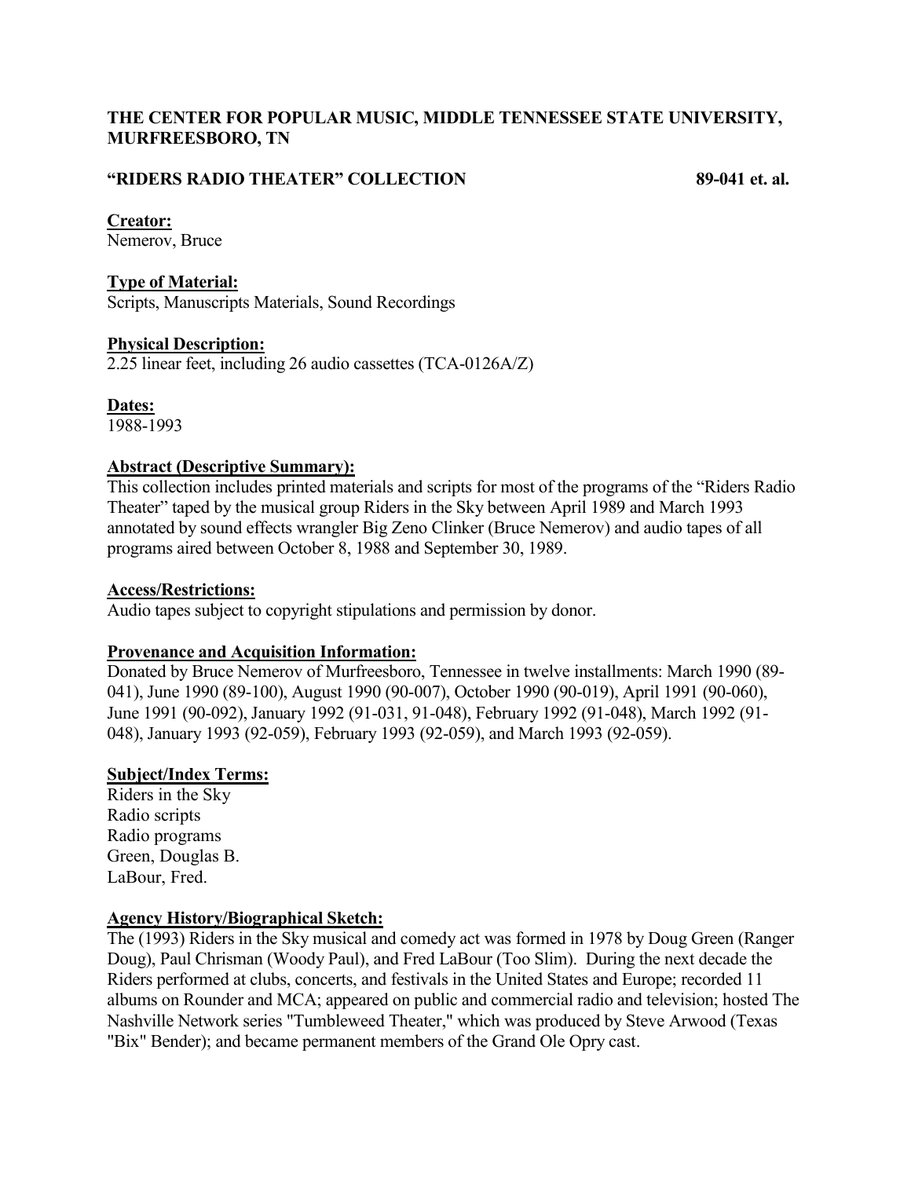**THE CENTER FOR POPULAR MUSIC, MIDDLE TENNESSEE STATE UNIVERSITY, MURFREESBORO, TN**

**"RIDERS RADIO THEATER" COLLECTION** **89-041 et. al.**

**Creator:**
Nemerov, Bruce

**Type of Material:**
Scripts, Manuscripts Materials, Sound Recordings

**Physical Description:**
2.25 linear feet, including 26 audio cassettes (TCA-0126A/Z)

**Dates:**
1988-1993

**Abstract (Descriptive Summary):**
This collection includes printed materials and scripts for most of the programs of the "Riders Radio Theater" taped by the musical group Riders in the Sky between April 1989 and March 1993 annotated by sound effects wrangler Big Zeno Clinker (Bruce Nemerov) and audio tapes of all programs aired between October 8, 1988 and September 30, 1989.

**Access/Restrictions:**
Audio tapes subject to copyright stipulations and permission by donor.

**Provenance and Acquisition Information:**
Donated by Bruce Nemerov of Murfreesboro, Tennessee in twelve installments: March 1990 (89-041), June 1990 (89-100), August 1990 (90-007), October 1990 (90-019), April 1991 (90-060), June 1991 (90-092), January 1992 (91-031, 91-048), February 1992 (91-048), March 1992 (91-048), January 1993 (92-059), February 1993 (92-059), and March 1993 (92-059).

**Subject/Index Terms:**
Riders in the Sky
Radio scripts
Radio programs
Green, Douglas B.
LaBour, Fred.

**Agency History/Biographical Sketch:**
The (1993) Riders in the Sky musical and comedy act was formed in 1978 by Doug Green (Ranger Doug), Paul Chrisman (Woody Paul), and Fred LaBour (Too Slim). During the next decade the Riders performed at clubs, concerts, and festivals in the United States and Europe; recorded 11 albums on Rounder and MCA; appeared on public and commercial radio and television; hosted The Nashville Network series "Tumbleweed Theater," which was produced by Steve Arwood (Texas "Bix" Bender); and became permanent members of the Grand Ole Opry cast.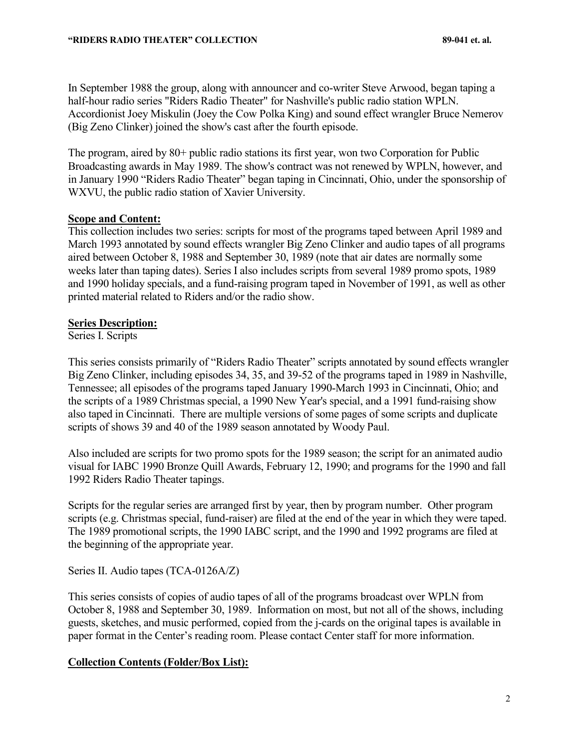In September 1988 the group, along with announcer and co-writer Steve Arwood, began taping a half-hour radio series "Riders Radio Theater" for Nashville's public radio station WPLN. Accordionist Joey Miskulin (Joey the Cow Polka King) and sound effect wrangler Bruce Nemerov (Big Zeno Clinker) joined the show's cast after the fourth episode.

The program, aired by 80+ public radio stations its first year, won two Corporation for Public Broadcasting awards in May 1989. The show's contract was not renewed by WPLN, however, and in January 1990 "Riders Radio Theater" began taping in Cincinnati, Ohio, under the sponsorship of WXVU, the public radio station of Xavier University.

**Scope and Content:**

This collection includes two series: scripts for most of the programs taped between April 1989 and March 1993 annotated by sound effects wrangler Big Zeno Clinker and audio tapes of all programs aired between October 8, 1988 and September 30, 1989 (note that air dates are normally some weeks later than taping dates). Series I also includes scripts from several 1989 promo spots, 1989 and 1990 holiday specials, and a fund-raising program taped in November of 1991, as well as other printed material related to Riders and/or the radio show.

**Series Description:**

Series I. Scripts

This series consists primarily of "Riders Radio Theater" scripts annotated by sound effects wrangler Big Zeno Clinker, including episodes 34, 35, and 39-52 of the programs taped in 1989 in Nashville, Tennessee; all episodes of the programs taped January 1990-March 1993 in Cincinnati, Ohio; and the scripts of a 1989 Christmas special, a 1990 New Year's special, and a 1991 fund-raising show also taped in Cincinnati. There are multiple versions of some pages of some scripts and duplicate scripts of shows 39 and 40 of the 1989 season annotated by Woody Paul.

Also included are scripts for two promo spots for the 1989 season; the script for an animated audio visual for IABC 1990 Bronze Quill Awards, February 12, 1990; and programs for the 1990 and fall 1992 Riders Radio Theater tapings.

Scripts for the regular series are arranged first by year, then by program number. Other program scripts (e.g. Christmas special, fund-raiser) are filed at the end of the year in which they were taped. The 1989 promotional scripts, the 1990 IABC script, and the 1990 and 1992 programs are filed at the beginning of the appropriate year.

Series II. Audio tapes (TCA-0126A/Z)

This series consists of copies of audio tapes of all of the programs broadcast over WPLN from October 8, 1988 and September 30, 1989. Information on most, but not all of the shows, including guests, sketches, and music performed, copied from the j-cards on the original tapes is available in paper format in the Center's reading room. Please contact Center staff for more information.

**Collection Contents (Folder/Box List):**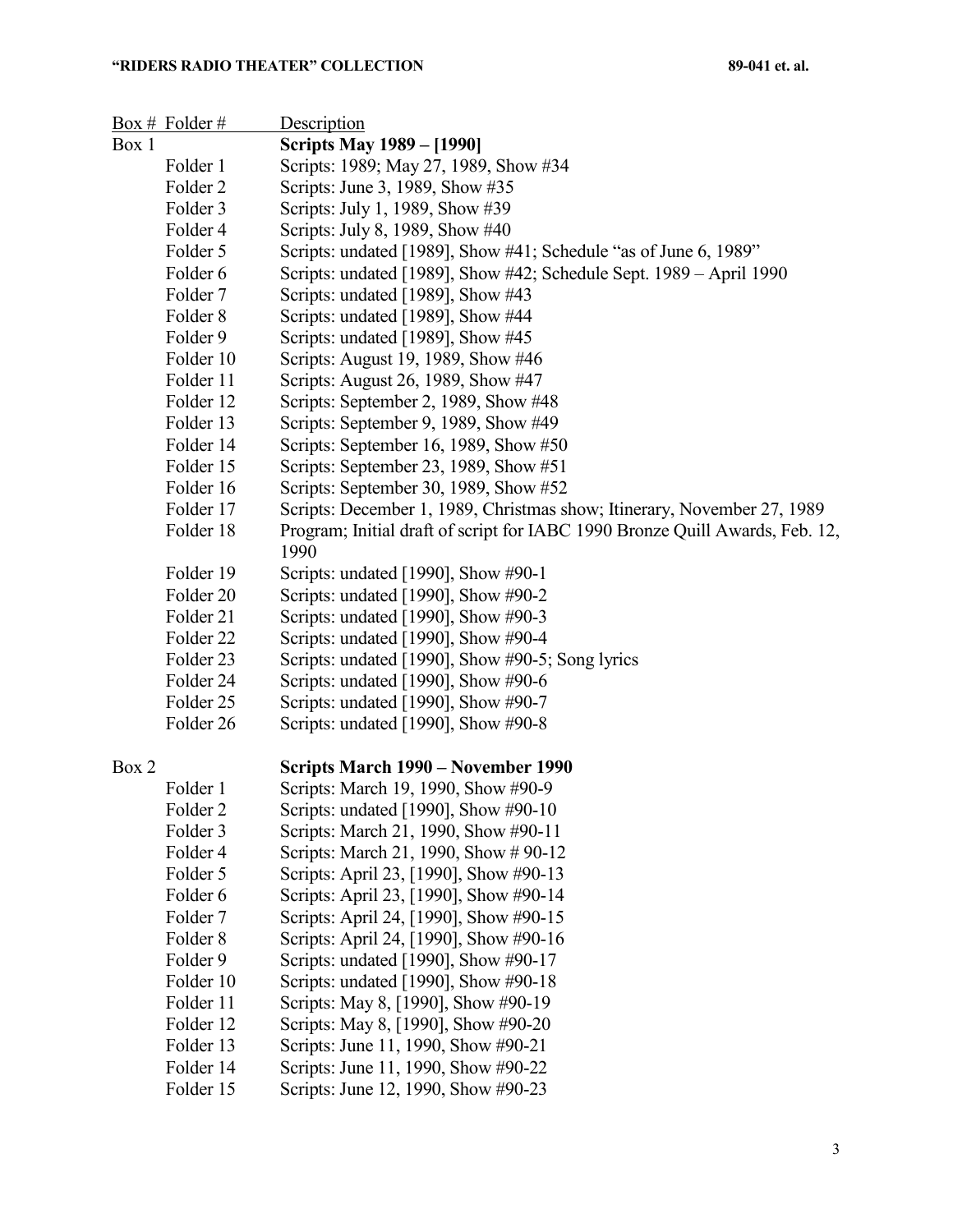| Box # | Folder # | Description |
|---|---|---|
| Box 1 | | **Scripts May 1989 – [1990]** |
| | Folder 1 | Scripts: 1989; May 27, 1989, Show #34 |
| | Folder 2 | Scripts: June 3, 1989, Show #35 |
| | Folder 3 | Scripts: July 1, 1989, Show #39 |
| | Folder 4 | Scripts: July 8, 1989, Show #40 |
| | Folder 5 | Scripts: undated [1989], Show #41; Schedule "as of June 6, 1989" |
| | Folder 6 | Scripts: undated [1989], Show #42; Schedule Sept. 1989 – April 1990 |
| | Folder 7 | Scripts: undated [1989], Show #43 |
| | Folder 8 | Scripts: undated [1989], Show #44 |
| | Folder 9 | Scripts: undated [1989], Show #45 |
| | Folder 10 | Scripts: August 19, 1989, Show #46 |
| | Folder 11 | Scripts: August 26, 1989, Show #47 |
| | Folder 12 | Scripts: September 2, 1989, Show #48 |
| | Folder 13 | Scripts: September 9, 1989, Show #49 |
| | Folder 14 | Scripts: September 16, 1989, Show #50 |
| | Folder 15 | Scripts: September 23, 1989, Show #51 |
| | Folder 16 | Scripts: September 30, 1989, Show #52 |
| | Folder 17 | Scripts: December 1, 1989, Christmas show; Itinerary, November 27, 1989 |
| | Folder 18 | Program; Initial draft of script for IABC 1990 Bronze Quill Awards, Feb. 12, 1990 |
| | Folder 19 | Scripts: undated [1990], Show #90-1 |
| | Folder 20 | Scripts: undated [1990], Show #90-2 |
| | Folder 21 | Scripts: undated [1990], Show #90-3 |
| | Folder 22 | Scripts: undated [1990], Show #90-4 |
| | Folder 23 | Scripts: undated [1990], Show #90-5; Song lyrics |
| | Folder 24 | Scripts: undated [1990], Show #90-6 |
| | Folder 25 | Scripts: undated [1990], Show #90-7 |
| | Folder 26 | Scripts: undated [1990], Show #90-8 |
| Box 2 | | **Scripts March 1990 – November 1990** |
| | Folder 1 | Scripts: March 19, 1990, Show #90-9 |
| | Folder 2 | Scripts: undated [1990], Show #90-10 |
| | Folder 3 | Scripts: March 21, 1990, Show #90-11 |
| | Folder 4 | Scripts: March 21, 1990, Show # 90-12 |
| | Folder 5 | Scripts: April 23, [1990], Show #90-13 |
| | Folder 6 | Scripts: April 23, [1990], Show #90-14 |
| | Folder 7 | Scripts: April 24, [1990], Show #90-15 |
| | Folder 8 | Scripts: April 24, [1990], Show #90-16 |
| | Folder 9 | Scripts: undated [1990], Show #90-17 |
| | Folder 10 | Scripts: undated [1990], Show #90-18 |
| | Folder 11 | Scripts: May 8, [1990], Show #90-19 |
| | Folder 12 | Scripts: May 8, [1990], Show #90-20 |
| | Folder 13 | Scripts: June 11, 1990, Show #90-21 |
| | Folder 14 | Scripts: June 11, 1990, Show #90-22 |
| | Folder 15 | Scripts: June 12, 1990, Show #90-23 |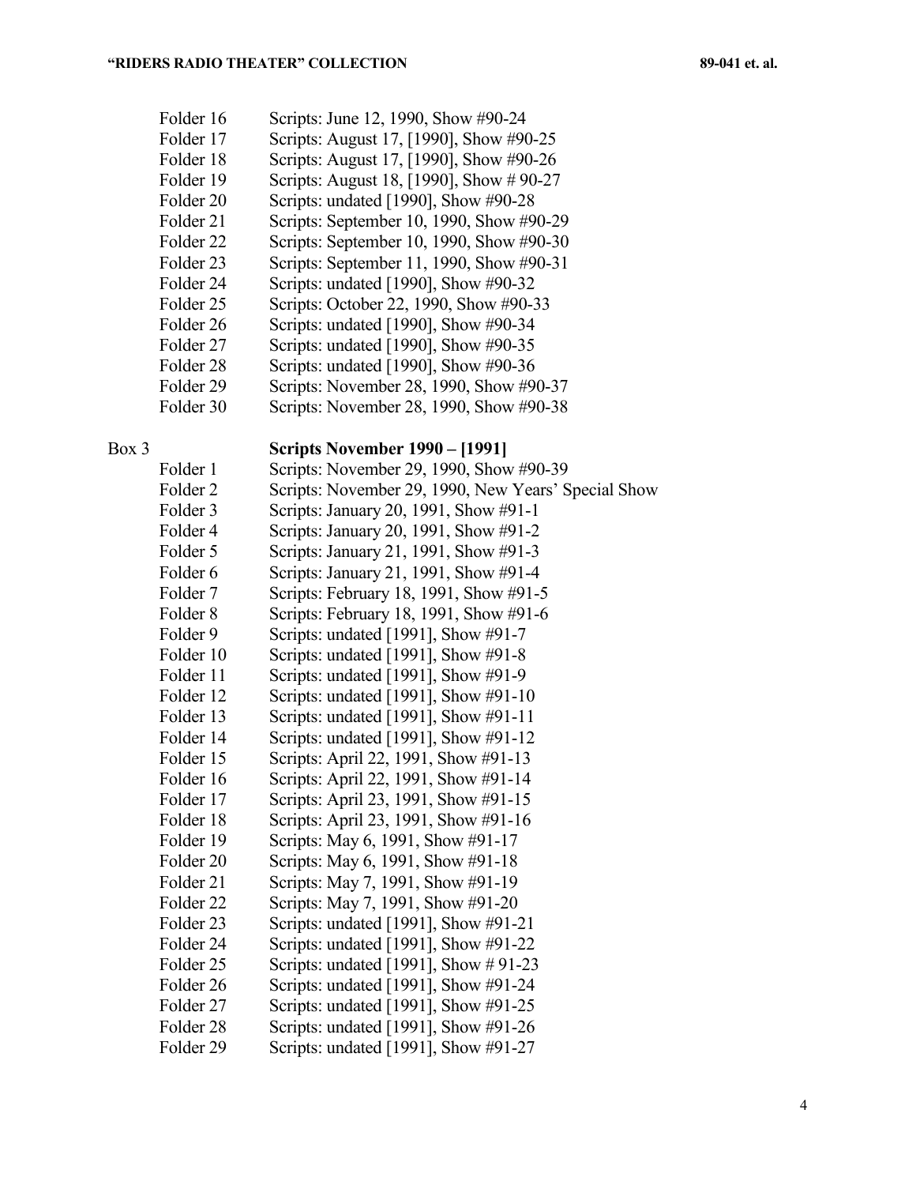Folder 16 Scripts: June 12, 1990, Show #90-24
Folder 17 Scripts: August 17, [1990], Show #90-25
Folder 18 Scripts: August 17, [1990], Show #90-26
Folder 19 Scripts: August 18, [1990], Show # 90-27
Folder 20 Scripts: undated [1990], Show #90-28
Folder 21 Scripts: September 10, 1990, Show #90-29
Folder 22 Scripts: September 10, 1990, Show #90-30
Folder 23 Scripts: September 11, 1990, Show #90-31
Folder 24 Scripts: undated [1990], Show #90-32
Folder 25 Scripts: October 22, 1990, Show #90-33
Folder 26 Scripts: undated [1990], Show #90-34
Folder 27 Scripts: undated [1990], Show #90-35
Folder 28 Scripts: undated [1990], Show #90-36
Folder 29 Scripts: November 28, 1990, Show #90-37
Folder 30 Scripts: November 28, 1990, Show #90-38

Box 3 **Scripts November 1990 – [1991]**

Folder 1 Scripts: November 29, 1990, Show #90-39
Folder 2 Scripts: November 29, 1990, New Years' Special Show
Folder 3 Scripts: January 20, 1991, Show #91-1
Folder 4 Scripts: January 20, 1991, Show #91-2
Folder 5 Scripts: January 21, 1991, Show #91-3
Folder 6 Scripts: January 21, 1991, Show #91-4
Folder 7 Scripts: February 18, 1991, Show #91-5
Folder 8 Scripts: February 18, 1991, Show #91-6
Folder 9 Scripts: undated [1991], Show #91-7
Folder 10 Scripts: undated [1991], Show #91-8
Folder 11 Scripts: undated [1991], Show #91-9
Folder 12 Scripts: undated [1991], Show #91-10
Folder 13 Scripts: undated [1991], Show #91-11
Folder 14 Scripts: undated [1991], Show #91-12
Folder 15 Scripts: April 22, 1991, Show #91-13
Folder 16 Scripts: April 22, 1991, Show #91-14
Folder 17 Scripts: April 23, 1991, Show #91-15
Folder 18 Scripts: April 23, 1991, Show #91-16
Folder 19 Scripts: May 6, 1991, Show #91-17
Folder 20 Scripts: May 6, 1991, Show #91-18
Folder 21 Scripts: May 7, 1991, Show #91-19
Folder 22 Scripts: May 7, 1991, Show #91-20
Folder 23 Scripts: undated [1991], Show #91-21
Folder 24 Scripts: undated [1991], Show #91-22
Folder 25 Scripts: undated [1991], Show # 91-23
Folder 26 Scripts: undated [1991], Show #91-24
Folder 27 Scripts: undated [1991], Show #91-25
Folder 28 Scripts: undated [1991], Show #91-26
Folder 29 Scripts: undated [1991], Show #91-27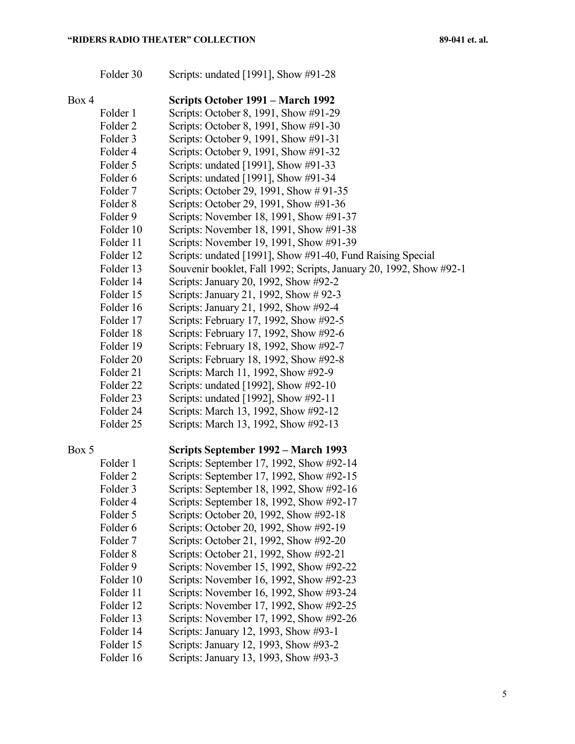Folder 30 Scripts: undated [1991], Show #91-28

**Box 4 — Scripts October 1991 – March 1992**

- Folder 1 Scripts: October 8, 1991, Show #91-29
- Folder 2 Scripts: October 8, 1991, Show #91-30
- Folder 3 Scripts: October 9, 1991, Show #91-31
- Folder 4 Scripts: October 9, 1991, Show #91-32
- Folder 5 Scripts: undated [1991], Show #91-33
- Folder 6 Scripts: undated [1991], Show #91-34
- Folder 7 Scripts: October 29, 1991, Show # 91-35
- Folder 8 Scripts: October 29, 1991, Show #91-36
- Folder 9 Scripts: November 18, 1991, Show #91-37
- Folder 10 Scripts: November 18, 1991, Show #91-38
- Folder 11 Scripts: November 19, 1991, Show #91-39
- Folder 12 Scripts: undated [1991], Show #91-40, Fund Raising Special
- Folder 13 Souvenir booklet, Fall 1992; Scripts, January 20, 1992, Show #92-1
- Folder 14 Scripts: January 20, 1992, Show #92-2
- Folder 15 Scripts: January 21, 1992, Show # 92-3
- Folder 16 Scripts: January 21, 1992, Show #92-4
- Folder 17 Scripts: February 17, 1992, Show #92-5
- Folder 18 Scripts: February 17, 1992, Show #92-6
- Folder 19 Scripts: February 18, 1992, Show #92-7
- Folder 20 Scripts: February 18, 1992, Show #92-8
- Folder 21 Scripts: March 11, 1992, Show #92-9
- Folder 22 Scripts: undated [1992], Show #92-10
- Folder 23 Scripts: undated [1992], Show #92-11
- Folder 24 Scripts: March 13, 1992, Show #92-12
- Folder 25 Scripts: March 13, 1992, Show #92-13

**Box 5 — Scripts September 1992 – March 1993**

- Folder 1 Scripts: September 17, 1992, Show #92-14
- Folder 2 Scripts: September 17, 1992, Show #92-15
- Folder 3 Scripts: September 18, 1992, Show #92-16
- Folder 4 Scripts: September 18, 1992, Show #92-17
- Folder 5 Scripts: October 20, 1992, Show #92-18
- Folder 6 Scripts: October 20, 1992, Show #92-19
- Folder 7 Scripts: October 21, 1992, Show #92-20
- Folder 8 Scripts: October 21, 1992, Show #92-21
- Folder 9 Scripts: November 15, 1992, Show #92-22
- Folder 10 Scripts: November 16, 1992, Show #92-23
- Folder 11 Scripts: November 16, 1992, Show #93-24
- Folder 12 Scripts: November 17, 1992, Show #92-25
- Folder 13 Scripts: November 17, 1992, Show #92-26
- Folder 14 Scripts: January 12, 1993, Show #93-1
- Folder 15 Scripts: January 12, 1993, Show #93-2
- Folder 16 Scripts: January 13, 1993, Show #93-3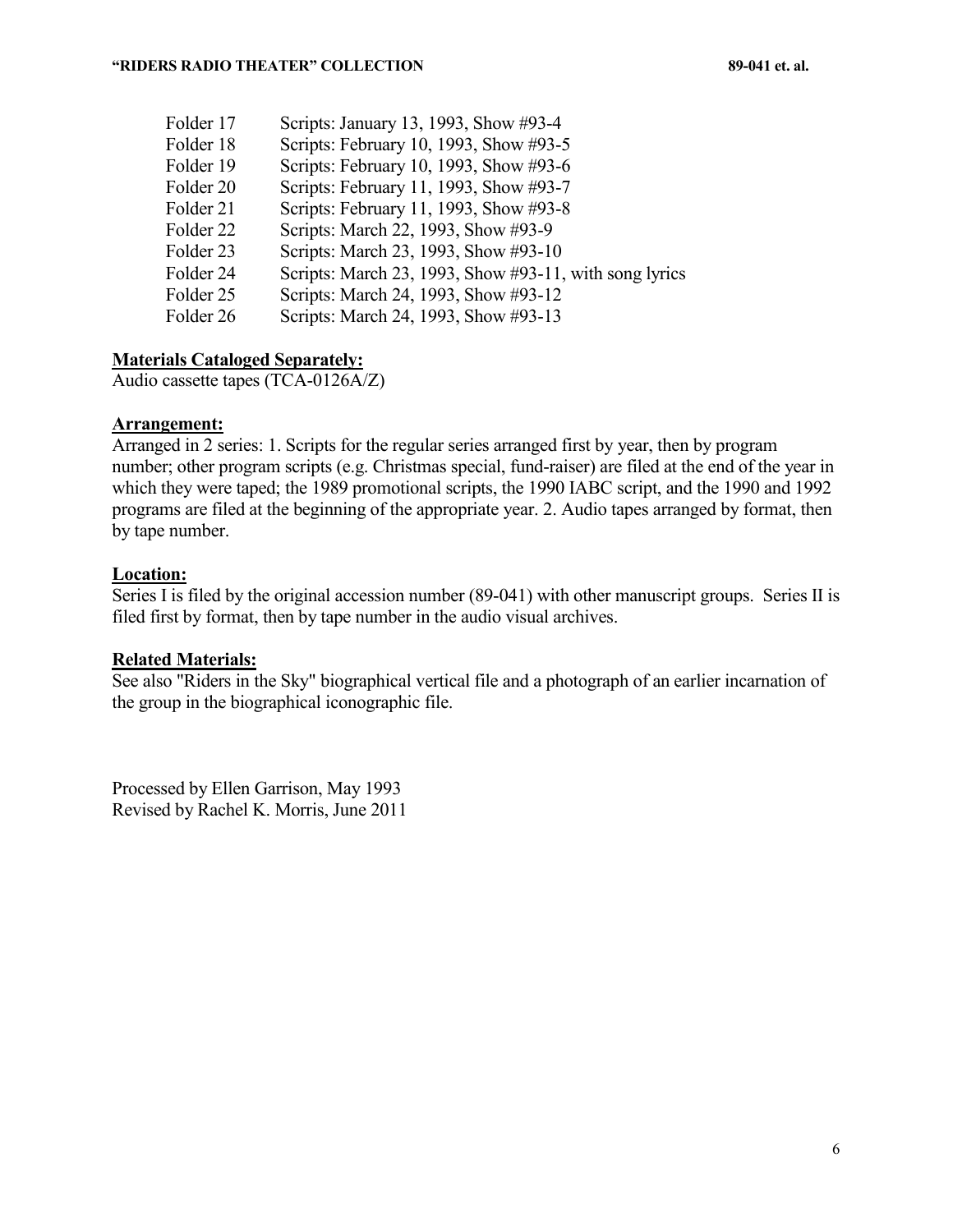| | |
|---|---|
| Folder 17 | Scripts: January 13, 1993, Show #93-4 |
| Folder 18 | Scripts: February 10, 1993, Show #93-5 |
| Folder 19 | Scripts: February 10, 1993, Show #93-6 |
| Folder 20 | Scripts: February 11, 1993, Show #93-7 |
| Folder 21 | Scripts: February 11, 1993, Show #93-8 |
| Folder 22 | Scripts: March 22, 1993, Show #93-9 |
| Folder 23 | Scripts: March 23, 1993, Show #93-10 |
| Folder 24 | Scripts: March 23, 1993, Show #93-11, with song lyrics |
| Folder 25 | Scripts: March 24, 1993, Show #93-12 |
| Folder 26 | Scripts: March 24, 1993, Show #93-13 |

## Materials Cataloged Separately:

Audio cassette tapes (TCA-0126A/Z)

## Arrangement:

Arranged in 2 series: 1. Scripts for the regular series arranged first by year, then by program number; other program scripts (e.g. Christmas special, fund-raiser) are filed at the end of the year in which they were taped; the 1989 promotional scripts, the 1990 IABC script, and the 1990 and 1992 programs are filed at the beginning of the appropriate year. 2. Audio tapes arranged by format, then by tape number.

## Location:

Series I is filed by the original accession number (89-041) with other manuscript groups. Series II is filed first by format, then by tape number in the audio visual archives.

## Related Materials:

See also "Riders in the Sky" biographical vertical file and a photograph of an earlier incarnation of the group in the biographical iconographic file.

Processed by Ellen Garrison, May 1993
Revised by Rachel K. Morris, June 2011